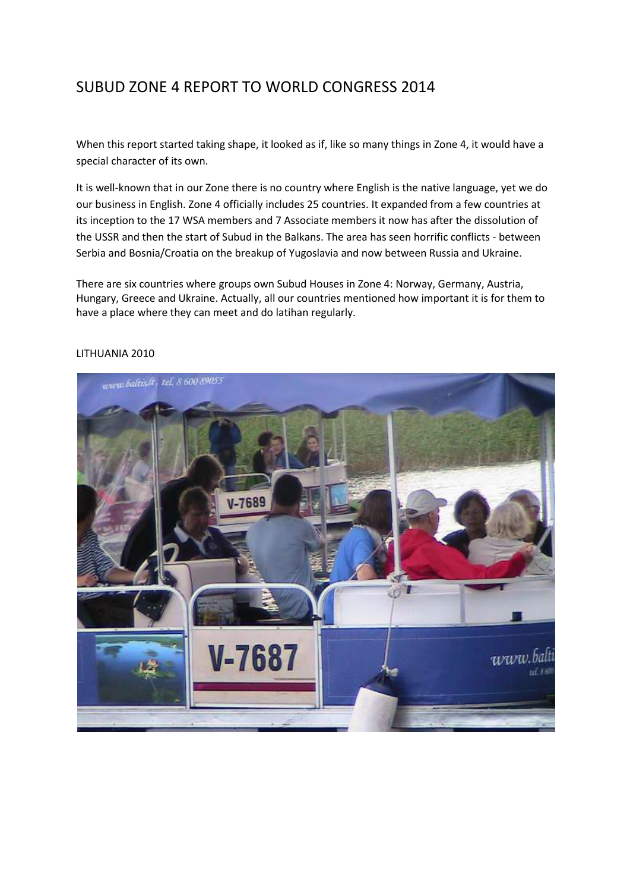# SUBUD ZONE 4 REPORT TO WORLD CONGRESS 2014

When this report started taking shape, it looked as if, like so many things in Zone 4, it would have a special character of its own.

It is well-known that in our Zone there is no country where English is the native language, yet we do our business in English. Zone 4 officially includes 25 countries. It expanded from a few countries at its inception to the 17 WSA members and 7 Associate members it now has after the dissolution of the USSR and then the start of Subud in the Balkans. The area has seen horrific conflicts - between Serbia and Bosnia/Croatia on the breakup of Yugoslavia and now between Russia and Ukraine.

There are six countries where groups own Subud Houses in Zone 4: Norway, Germany, Austria, Hungary, Greece and Ukraine. Actually, all our countries mentioned how important it is for them to have a place where they can meet and do latihan regularly.

LITHUANIA 2010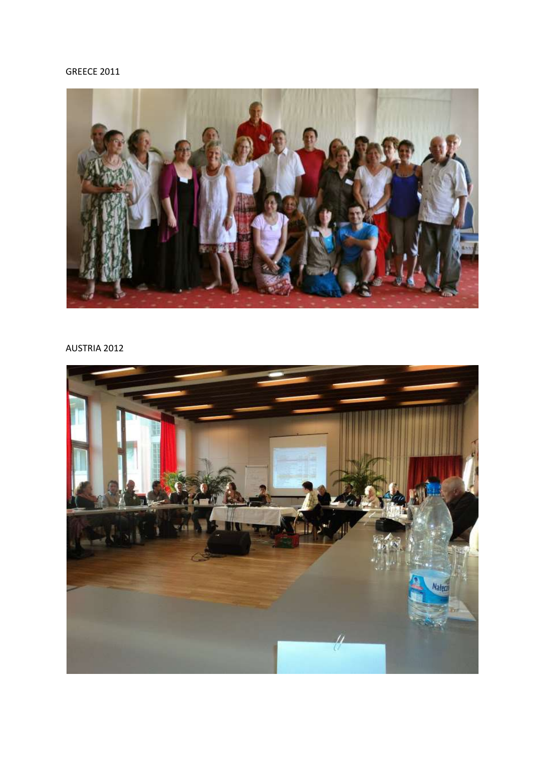GREECE 2011

AUSTRIA 2012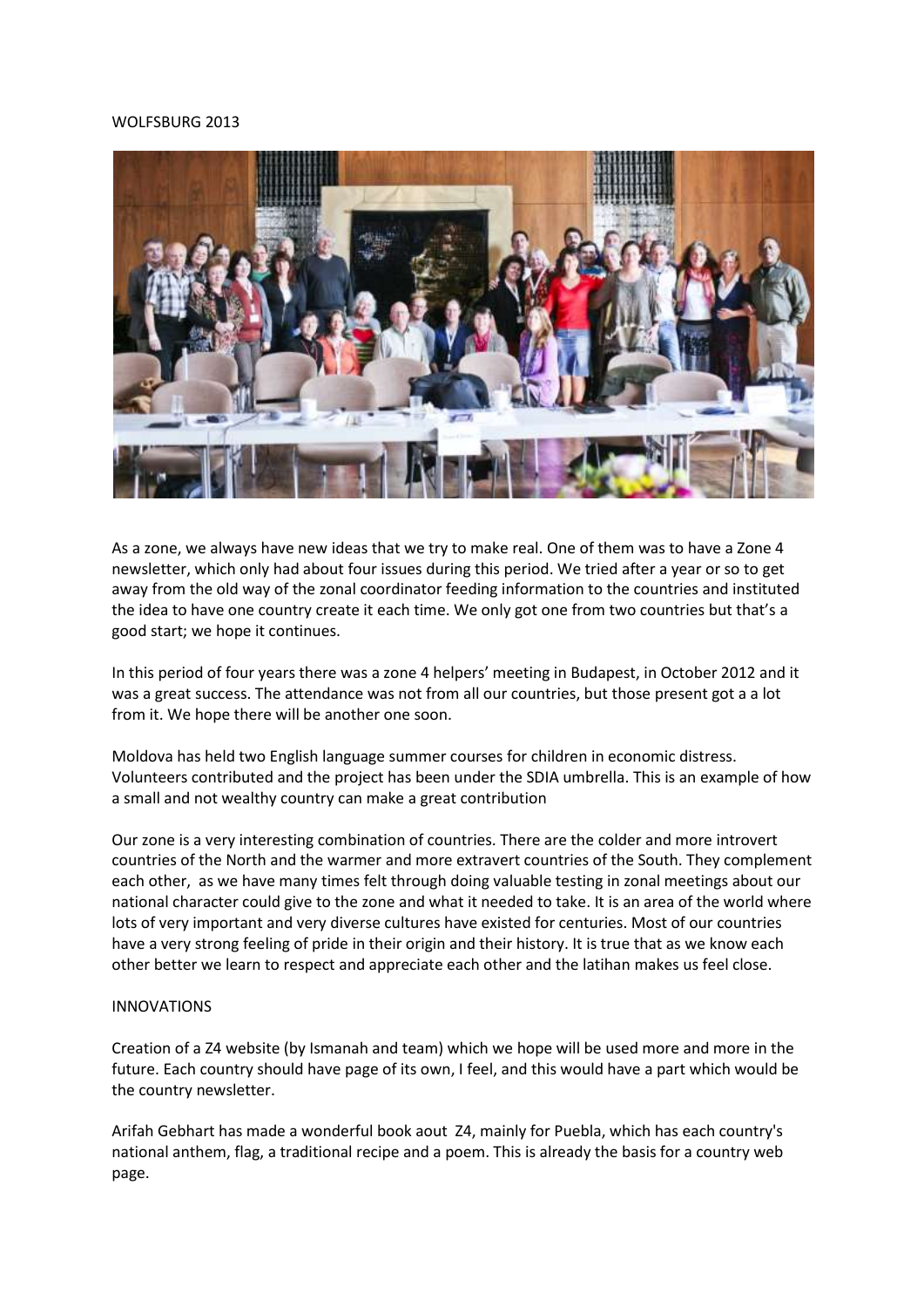WOLFSBURG 2013

As a zone, we always have new ideas that we try to make real. One of them was to have a Zone 4 newsletter, which only had about four issues during this period. We tried after a year or so to get away from the old way of the zonal coordinator feeding information to the countries and instituted the idea to have one country create it each time. We only got one from two countries but that's a good start; we hope it continues.

In this period of four years there was a zone 4 helpers' meeting in Budapest, in October 2012 and it was a great success. The attendance was not from all our countries, but those present got a a lot from it. We hope there will be another one soon.

Moldova has held two English language summer courses for children in economic distress. Volunteers contributed and the project has been under the SDIA umbrella. This is an example of how a small and not wealthy country can make a great contribution

Our zone is a very interesting combination of countries. There are the colder and more introvert countries of the North and the warmer and more extravert countries of the South. They complement each other, as we have many times felt through doing valuable testing in zonal meetings about our national character could give to the zone and what it needed to take. It is an area of the world where lots of very important and very diverse cultures have existed for centuries. Most of our countries have a very strong feeling of pride in their origin and their history. It is true that as we know each other better we learn to respect and appreciate each other and the latihan makes us feel close.

INNOVATIONS

Creation of a Z4 website (by Ismanah and team) which we hope will be used more and more in the future. Each country should have page of its own, I feel, and this would have a part which would be the country newsletter.

Arifah Gebhart has made a wonderful book aout Z4, mainly for Puebla, which has each country's national anthem, flag, a traditional recipe and a poem. This is already the basis for a country web page.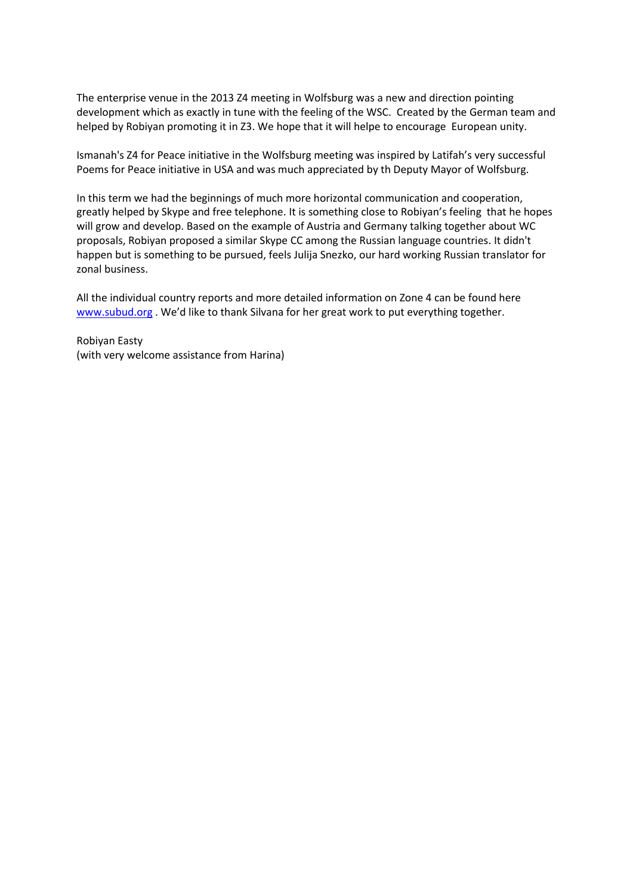The enterprise venue in the 2013 Z4 meeting in Wolfsburg was a new and direction pointing development which as exactly in tune with the feeling of the WSC. Created by the German team and helped by Robiyan promoting it in Z3. We hope that it will helpe to encourage European unity.

Ismanah's Z4 for Peace initiative in the Wolfsburg meeting was inspired by Latifah's very successful Poems for Peace initiative in USA and was much appreciated by th Deputy Mayor of Wolfsburg.

In this term we had the beginnings of much more horizontal communication and cooperation, greatly helped by Skype and free telephone. It is something close to Robiyan's feeling that he hopes will grow and develop. Based on the example of Austria and Germany talking together about WC proposals, Robiyan proposed a similar Skype CC among the Russian language countries. It didn't happen but is something to be pursued, feels Julija Snezko, our hard working Russian translator for zonal business.

All the individual country reports and more detailed information on Zone 4 can be found here [www.subud.org](http://www.subud.org) . We'd like to thank Silvana for her great work to put everything together.

Robiyan Easty
(with very welcome assistance from Harina)